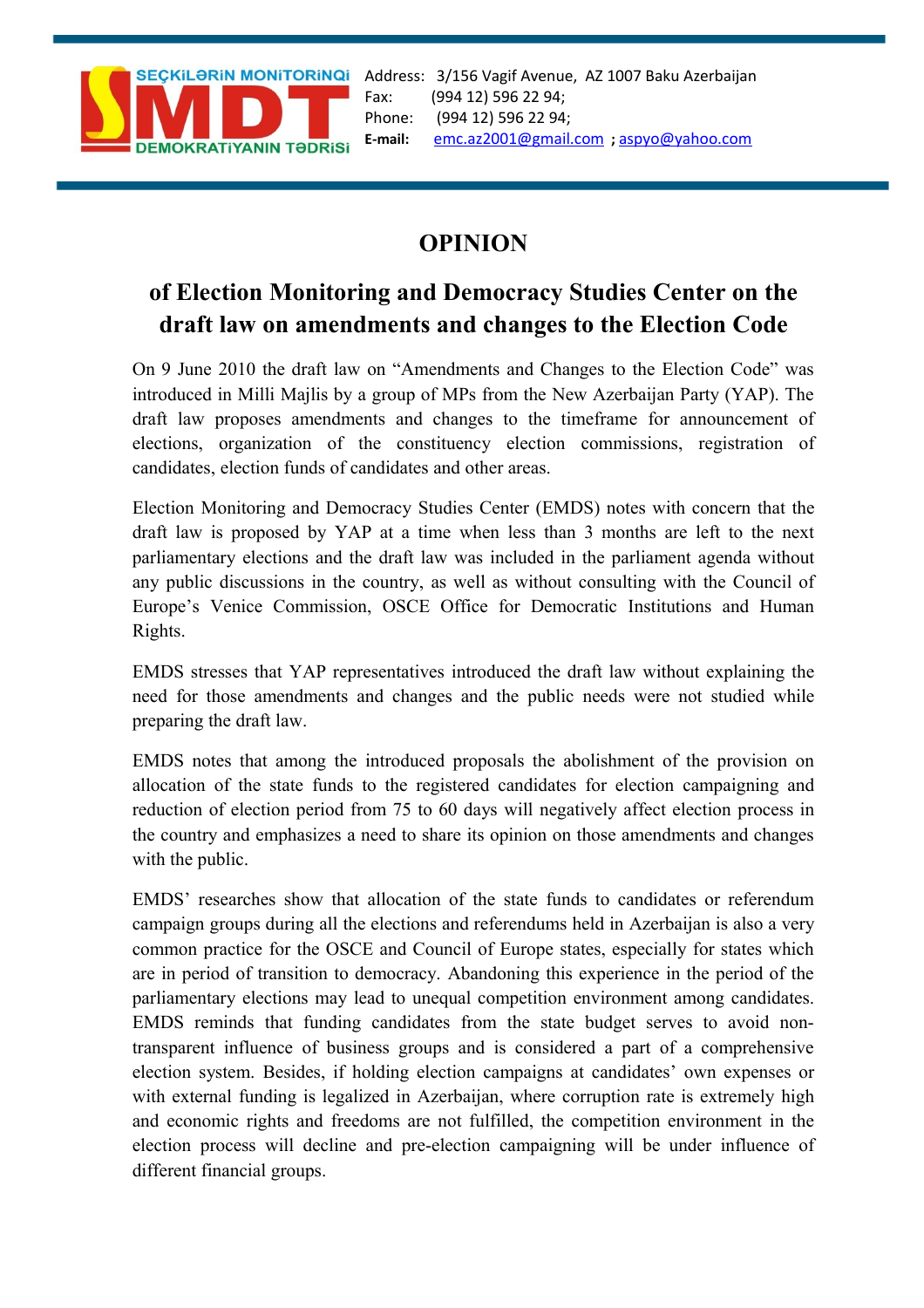SEÇKİLƏRİN MONİTORİNQİ
SMDT
DEMOKRATİYANIN TƏDRİSİ

Address: 3/156 Vagif Avenue, AZ 1007 Baku Azerbaijan
Fax: (994 12) 596 22 94;
Phone: (994 12) 596 22 94;
**E-mail:** emc.az2001@gmail.com ; aspyo@yahoo.com

# OPINION

## of Election Monitoring and Democracy Studies Center on the draft law on amendments and changes to the Election Code

On 9 June 2010 the draft law on "Amendments and Changes to the Election Code" was introduced in Milli Majlis by a group of MPs from the New Azerbaijan Party (YAP). The draft law proposes amendments and changes to the timeframe for announcement of elections, organization of the constituency election commissions, registration of candidates, election funds of candidates and other areas.

Election Monitoring and Democracy Studies Center (EMDS) notes with concern that the draft law is proposed by YAP at a time when less than 3 months are left to the next parliamentary elections and the draft law was included in the parliament agenda without any public discussions in the country, as well as without consulting with the Council of Europe's Venice Commission, OSCE Office for Democratic Institutions and Human Rights.

EMDS stresses that YAP representatives introduced the draft law without explaining the need for those amendments and changes and the public needs were not studied while preparing the draft law.

EMDS notes that among the introduced proposals the abolishment of the provision on allocation of the state funds to the registered candidates for election campaigning and reduction of election period from 75 to 60 days will negatively affect election process in the country and emphasizes a need to share its opinion on those amendments and changes with the public.

EMDS' researches show that allocation of the state funds to candidates or referendum campaign groups during all the elections and referendums held in Azerbaijan is also a very common practice for the OSCE and Council of Europe states, especially for states which are in period of transition to democracy. Abandoning this experience in the period of the parliamentary elections may lead to unequal competition environment among candidates. EMDS reminds that funding candidates from the state budget serves to avoid non-transparent influence of business groups and is considered a part of a comprehensive election system. Besides, if holding election campaigns at candidates' own expenses or with external funding is legalized in Azerbaijan, where corruption rate is extremely high and economic rights and freedoms are not fulfilled, the competition environment in the election process will decline and pre-election campaigning will be under influence of different financial groups.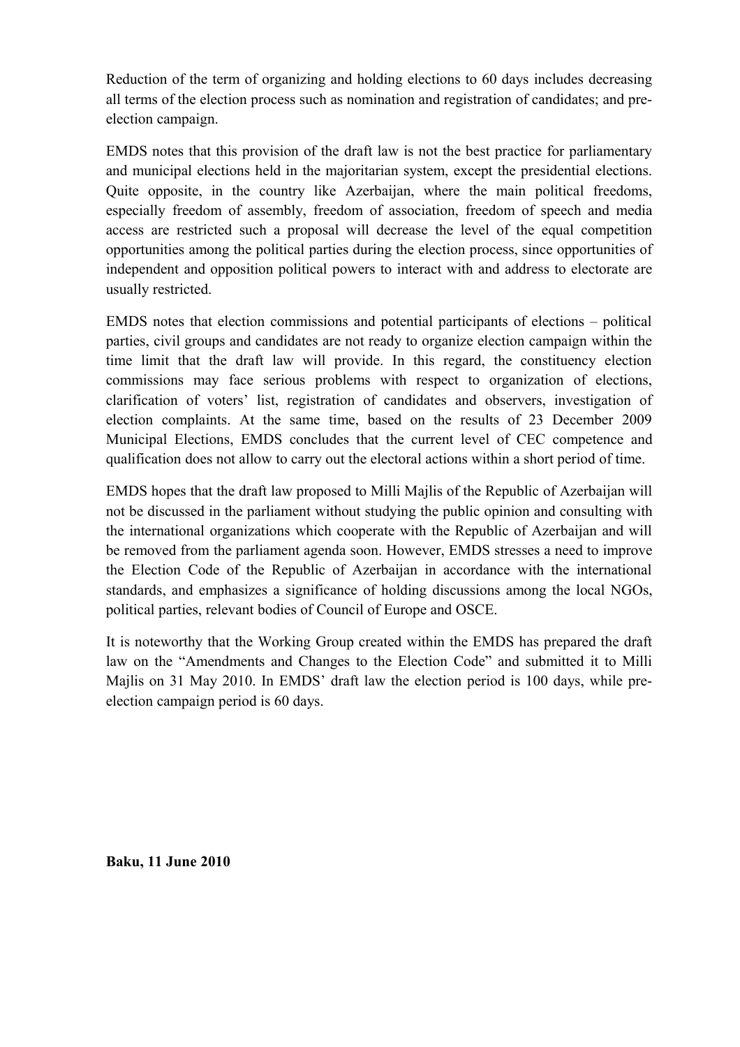Reduction of the term of organizing and holding elections to 60 days includes decreasing all terms of the election process such as nomination and registration of candidates; and pre-election campaign.

EMDS notes that this provision of the draft law is not the best practice for parliamentary and municipal elections held in the majoritarian system, except the presidential elections. Quite opposite, in the country like Azerbaijan, where the main political freedoms, especially freedom of assembly, freedom of association, freedom of speech and media access are restricted such a proposal will decrease the level of the equal competition opportunities among the political parties during the election process, since opportunities of independent and opposition political powers to interact with and address to electorate are usually restricted.

EMDS notes that election commissions and potential participants of elections – political parties, civil groups and candidates are not ready to organize election campaign within the time limit that the draft law will provide. In this regard, the constituency election commissions may face serious problems with respect to organization of elections, clarification of voters' list, registration of candidates and observers, investigation of election complaints. At the same time, based on the results of 23 December 2009 Municipal Elections, EMDS concludes that the current level of CEC competence and qualification does not allow to carry out the electoral actions within a short period of time.

EMDS hopes that the draft law proposed to Milli Majlis of the Republic of Azerbaijan will not be discussed in the parliament without studying the public opinion and consulting with the international organizations which cooperate with the Republic of Azerbaijan and will be removed from the parliament agenda soon. However, EMDS stresses a need to improve the Election Code of the Republic of Azerbaijan in accordance with the international standards, and emphasizes a significance of holding discussions among the local NGOs, political parties, relevant bodies of Council of Europe and OSCE.

It is noteworthy that the Working Group created within the EMDS has prepared the draft law on the "Amendments and Changes to the Election Code" and submitted it to Milli Majlis on 31 May 2010. In EMDS' draft law the election period is 100 days, while pre-election campaign period is 60 days.

**Baku, 11 June 2010**